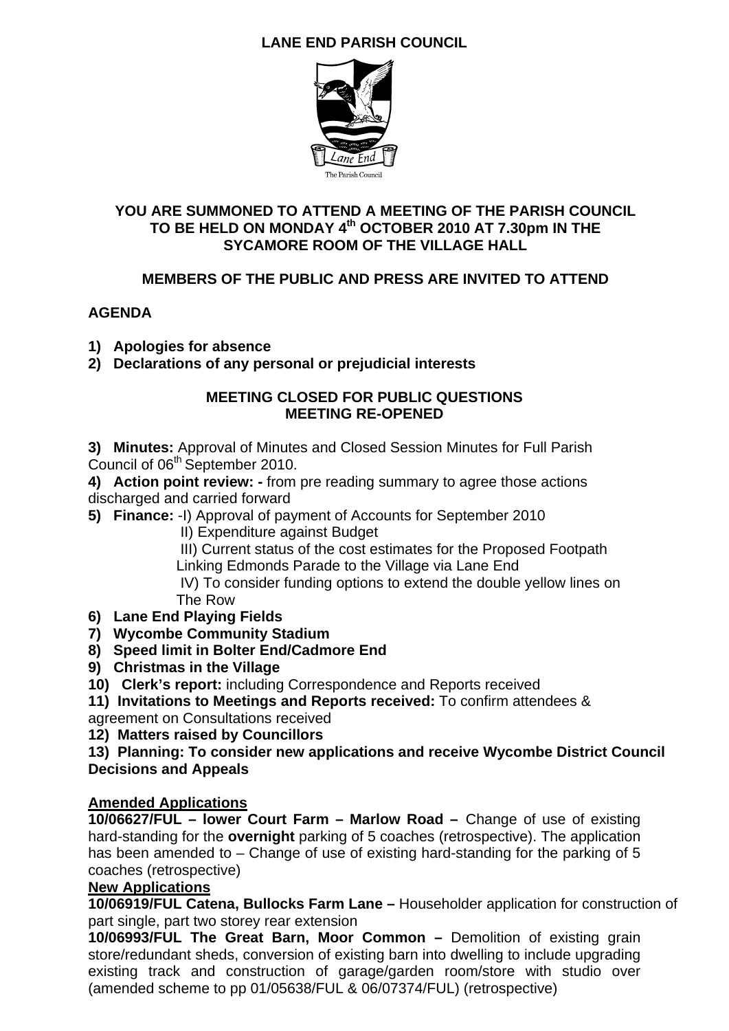# LANE END PARISH COUNCIL

Lane End
The Parish Council

## YOU ARE SUMMONED TO ATTEND A MEETING OF THE PARISH COUNCIL TO BE HELD ON MONDAY 4th OCTOBER 2010 AT 7.30pm IN THE SYCAMORE ROOM OF THE VILLAGE HALL

### MEMBERS OF THE PUBLIC AND PRESS ARE INVITED TO ATTEND

## AGENDA

1) **Apologies for absence**
2) **Declarations of any personal or prejudicial interests**

**MEETING CLOSED FOR PUBLIC QUESTIONS**
**MEETING RE-OPENED**

3) **Minutes:** Approval of Minutes and Closed Session Minutes for Full Parish Council of 06th September 2010.
4) **Action point review: -** from pre reading summary to agree those actions discharged and carried forward
5) **Finance:** -I) Approval of payment of Accounts for September 2010
   II) Expenditure against Budget
   III) Current status of the cost estimates for the Proposed Footpath Linking Edmonds Parade to the Village via Lane End
   IV) To consider funding options to extend the double yellow lines on The Row
6) **Lane End Playing Fields**
7) **Wycombe Community Stadium**
8) **Speed limit in Bolter End/Cadmore End**
9) **Christmas in the Village**
10) **Clerk's report:** including Correspondence and Reports received
11) **Invitations to Meetings and Reports received:** To confirm attendees & agreement on Consultations received
12) **Matters raised by Councillors**
13) **Planning: To consider new applications and receive Wycombe District Council Decisions and Appeals**

**Amended Applications**

**10/06627/FUL – lower Court Farm – Marlow Road –** Change of use of existing hard-standing for the **overnight** parking of 5 coaches (retrospective). The application has been amended to – Change of use of existing hard-standing for the parking of 5 coaches (retrospective)

**New Applications**

**10/06919/FUL Catena, Bullocks Farm Lane –** Householder application for construction of part single, part two storey rear extension

**10/06993/FUL The Great Barn, Moor Common –** Demolition of existing grain store/redundant sheds, conversion of existing barn into dwelling to include upgrading existing track and construction of garage/garden room/store with studio over (amended scheme to pp 01/05638/FUL & 06/07374/FUL) (retrospective)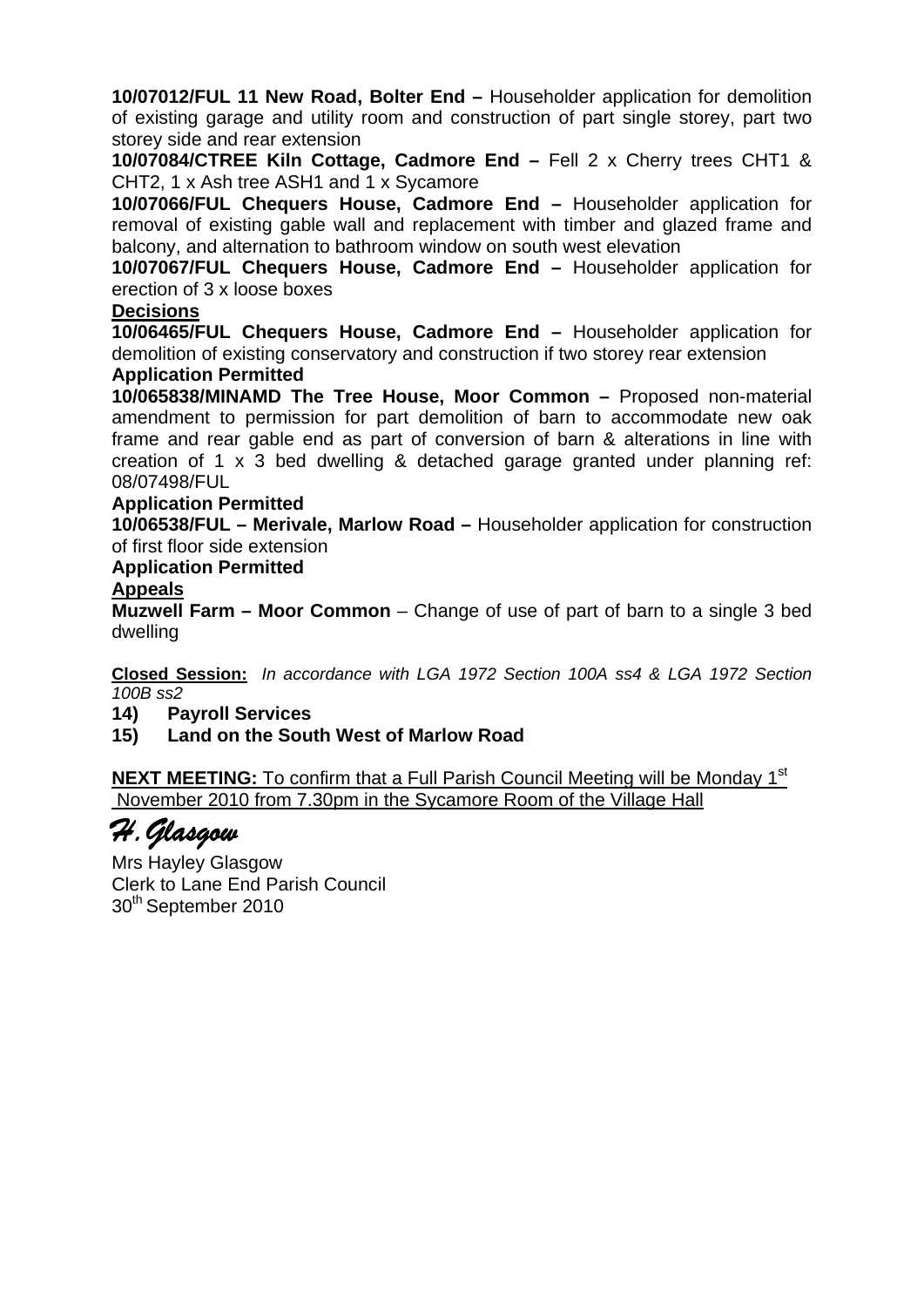**10/07012/FUL 11 New Road, Bolter End –** Householder application for demolition of existing garage and utility room and construction of part single storey, part two storey side and rear extension

**10/07084/CTREE Kiln Cottage, Cadmore End –** Fell 2 x Cherry trees CHT1 & CHT2, 1 x Ash tree ASH1 and 1 x Sycamore

**10/07066/FUL Chequers House, Cadmore End –** Householder application for removal of existing gable wall and replacement with timber and glazed frame and balcony, and alternation to bathroom window on south west elevation

**10/07067/FUL Chequers House, Cadmore End –** Householder application for erection of 3 x loose boxes

**Decisions**

**10/06465/FUL Chequers House, Cadmore End –** Householder application for demolition of existing conservatory and construction if two storey rear extension

**Application Permitted**

**10/065838/MINAMD The Tree House, Moor Common –** Proposed non-material amendment to permission for part demolition of barn to accommodate new oak frame and rear gable end as part of conversion of barn & alterations in line with creation of 1 x 3 bed dwelling & detached garage granted under planning ref: 08/07498/FUL

**Application Permitted**

**10/06538/FUL – Merivale, Marlow Road –** Householder application for construction of first floor side extension

**Application Permitted**

**Appeals**

**Muzwell Farm – Moor Common** – Change of use of part of barn to a single 3 bed dwelling

**Closed Session:** *In accordance with LGA 1972 Section 100A ss4 & LGA 1972 Section 100B ss2*

**14) Payroll Services**

**15) Land on the South West of Marlow Road**

**NEXT MEETING:** To confirm that a Full Parish Council Meeting will be Monday 1st November 2010 from 7.30pm in the Sycamore Room of the Village Hall

*H. Glasgow*

Mrs Hayley Glasgow
Clerk to Lane End Parish Council
30th September 2010